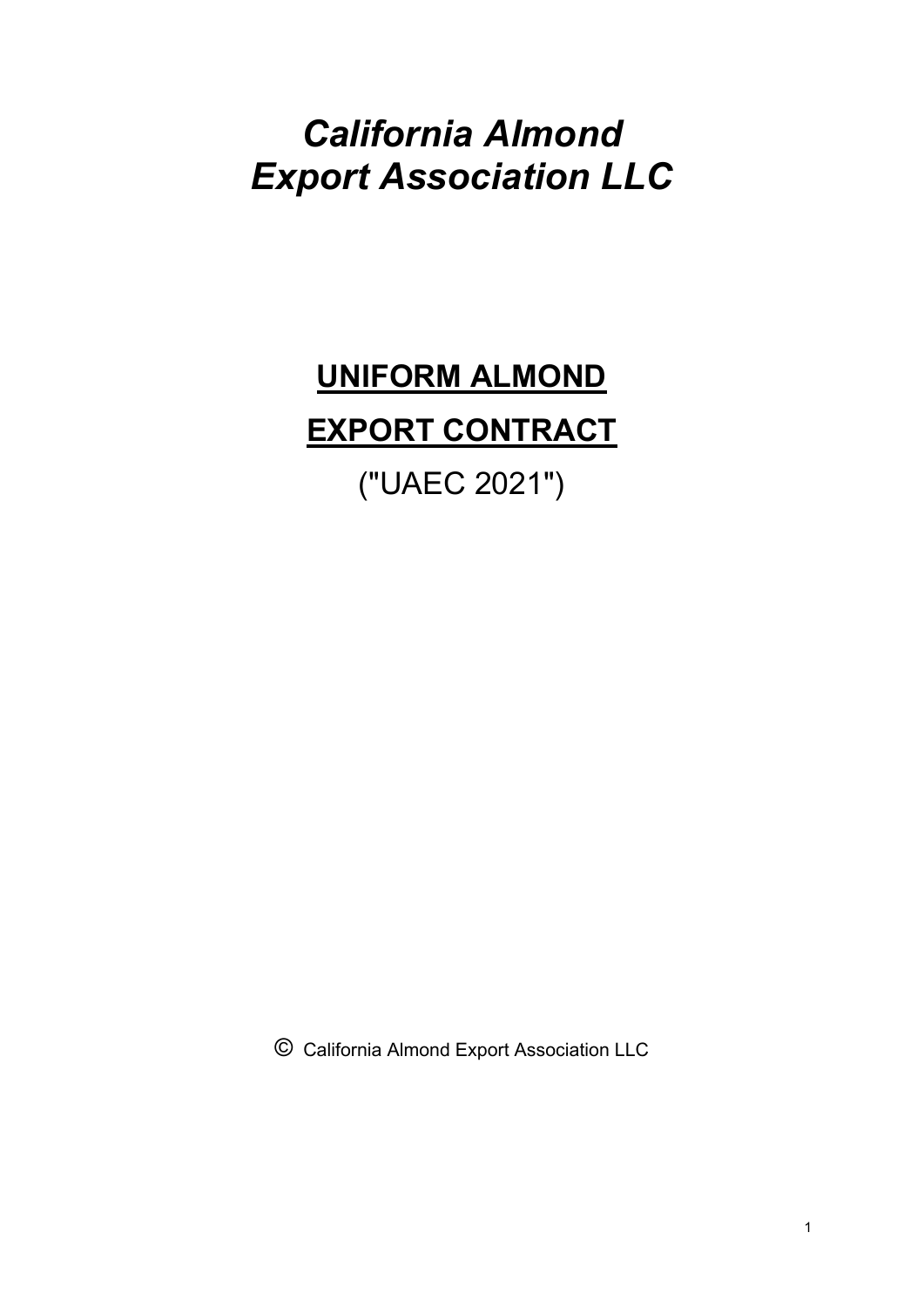# *California Almond Export Association LLC*

## **UNIFORM ALMOND**

## **EXPORT CONTRACT**

("UAEC 2021")

© California Almond Export Association LLC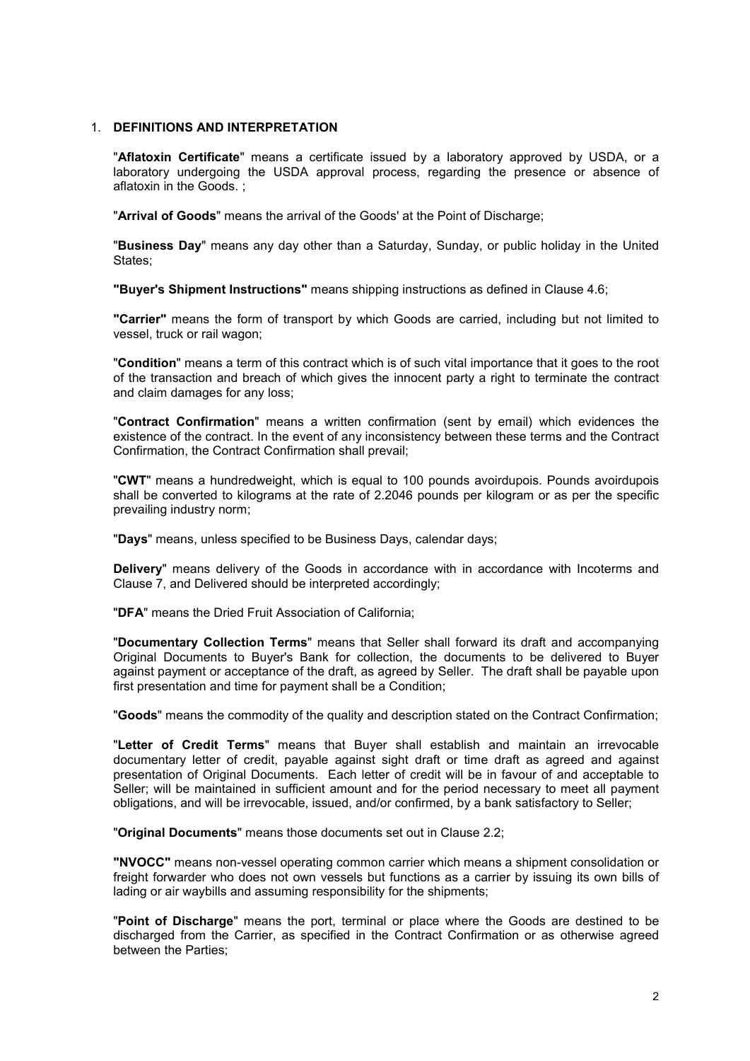## 1. DEFINITIONS AND INTERPRETATION

"**Aflatoxin Certificate**" means a certificate issued by a laboratory approved by USDA, or a laboratory undergoing the USDA approval process, regarding the presence or absence of aflatoxin in the Goods. ;

"**Arrival of Goods**" means the arrival of the Goods' at the Point of Discharge;

"**Business Day**" means any day other than a Saturday, Sunday, or public holiday in the United States;

**"Buyer's Shipment Instructions"** means shipping instructions as defined in Clause 4.6;

**"Carrier"** means the form of transport by which Goods are carried, including but not limited to vessel, truck or rail wagon;

"**Condition**" means a term of this contract which is of such vital importance that it goes to the root of the transaction and breach of which gives the innocent party a right to terminate the contract and claim damages for any loss;

"**Contract Confirmation**" means a written confirmation (sent by email) which evidences the existence of the contract. In the event of any inconsistency between these terms and the Contract Confirmation, the Contract Confirmation shall prevail;

"**CWT**" means a hundredweight, which is equal to 100 pounds avoirdupois. Pounds avoirdupois shall be converted to kilograms at the rate of 2.2046 pounds per kilogram or as per the specific prevailing industry norm;

"**Days**" means, unless specified to be Business Days, calendar days;

**Delivery**" means delivery of the Goods in accordance with in accordance with Incoterms and Clause 7, and Delivered should be interpreted accordingly;

"**DFA**" means the Dried Fruit Association of California;

"**Documentary Collection Terms**" means that Seller shall forward its draft and accompanying Original Documents to Buyer's Bank for collection, the documents to be delivered to Buyer against payment or acceptance of the draft, as agreed by Seller. The draft shall be payable upon first presentation and time for payment shall be a Condition;

"**Goods**" means the commodity of the quality and description stated on the Contract Confirmation;

"**Letter of Credit Terms**" means that Buyer shall establish and maintain an irrevocable documentary letter of credit, payable against sight draft or time draft as agreed and against presentation of Original Documents. Each letter of credit will be in favour of and acceptable to Seller; will be maintained in sufficient amount and for the period necessary to meet all payment obligations, and will be irrevocable, issued, and/or confirmed, by a bank satisfactory to Seller;

"**Original Documents**" means those documents set out in Clause 2.2;

**"NVOCC"** means non-vessel operating common carrier which means a shipment consolidation or freight forwarder who does not own vessels but functions as a carrier by issuing its own bills of lading or air waybills and assuming responsibility for the shipments;

"**Point of Discharge**" means the port, terminal or place where the Goods are destined to be discharged from the Carrier, as specified in the Contract Confirmation or as otherwise agreed between the Parties;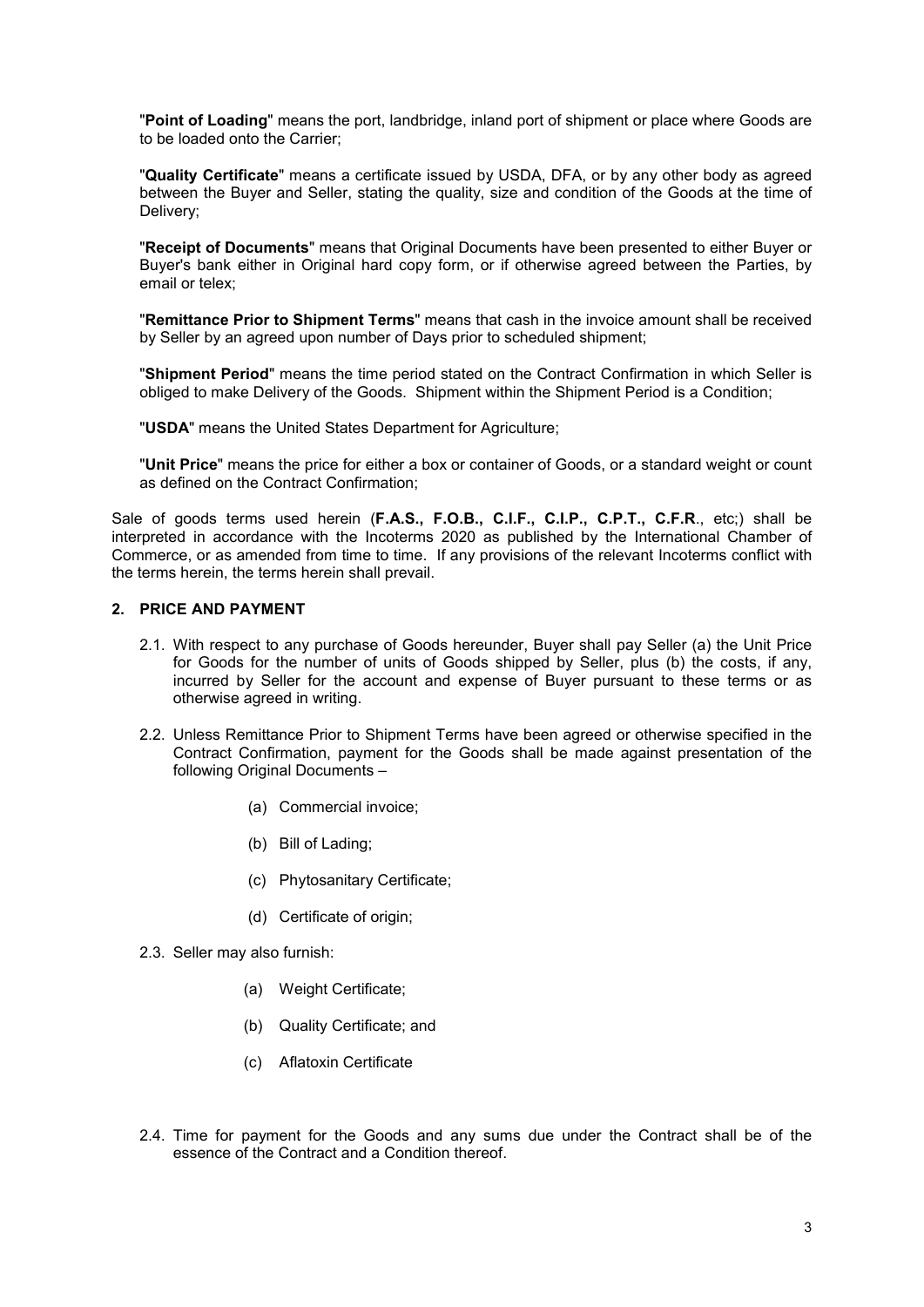"**Point of Loading**" means the port, landbridge, inland port of shipment or place where Goods are to be loaded onto the Carrier;

"**Quality Certificate**" means a certificate issued by USDA, DFA, or by any other body as agreed between the Buyer and Seller, stating the quality, size and condition of the Goods at the time of Delivery;

"**Receipt of Documents**" means that Original Documents have been presented to either Buyer or Buyer's bank either in Original hard copy form, or if otherwise agreed between the Parties, by email or telex;

"**Remittance Prior to Shipment Terms**" means that cash in the invoice amount shall be received by Seller by an agreed upon number of Days prior to scheduled shipment;

"**Shipment Period**" means the time period stated on the Contract Confirmation in which Seller is obliged to make Delivery of the Goods. Shipment within the Shipment Period is a Condition;

"**USDA**" means the United States Department for Agriculture;

"**Unit Price**" means the price for either a box or container of Goods, or a standard weight or count as defined on the Contract Confirmation;

Sale of goods terms used herein (**F.A.S., F.O.B., C.I.F., C.I.P., C.P.T., C.F.R**., etc;) shall be interpreted in accordance with the Incoterms 2020 as published by the International Chamber of Commerce, or as amended from time to time. If any provisions of the relevant Incoterms conflict with the terms herein, the terms herein shall prevail.

## 2. PRICE AND PAYMENT

2.1. With respect to any purchase of Goods hereunder, Buyer shall pay Seller (a) the Unit Price for Goods for the number of units of Goods shipped by Seller, plus (b) the costs, if any, incurred by Seller for the account and expense of Buyer pursuant to these terms or as otherwise agreed in writing.

2.2. Unless Remittance Prior to Shipment Terms have been agreed or otherwise specified in the Contract Confirmation, payment for the Goods shall be made against presentation of the following Original Documents –

- (a) Commercial invoice;
- (b) Bill of Lading;
- (c) Phytosanitary Certificate;
- (d) Certificate of origin;

2.3. Seller may also furnish:

- (a) Weight Certificate;
- (b) Quality Certificate; and
- (c) Aflatoxin Certificate

2.4. Time for payment for the Goods and any sums due under the Contract shall be of the essence of the Contract and a Condition thereof.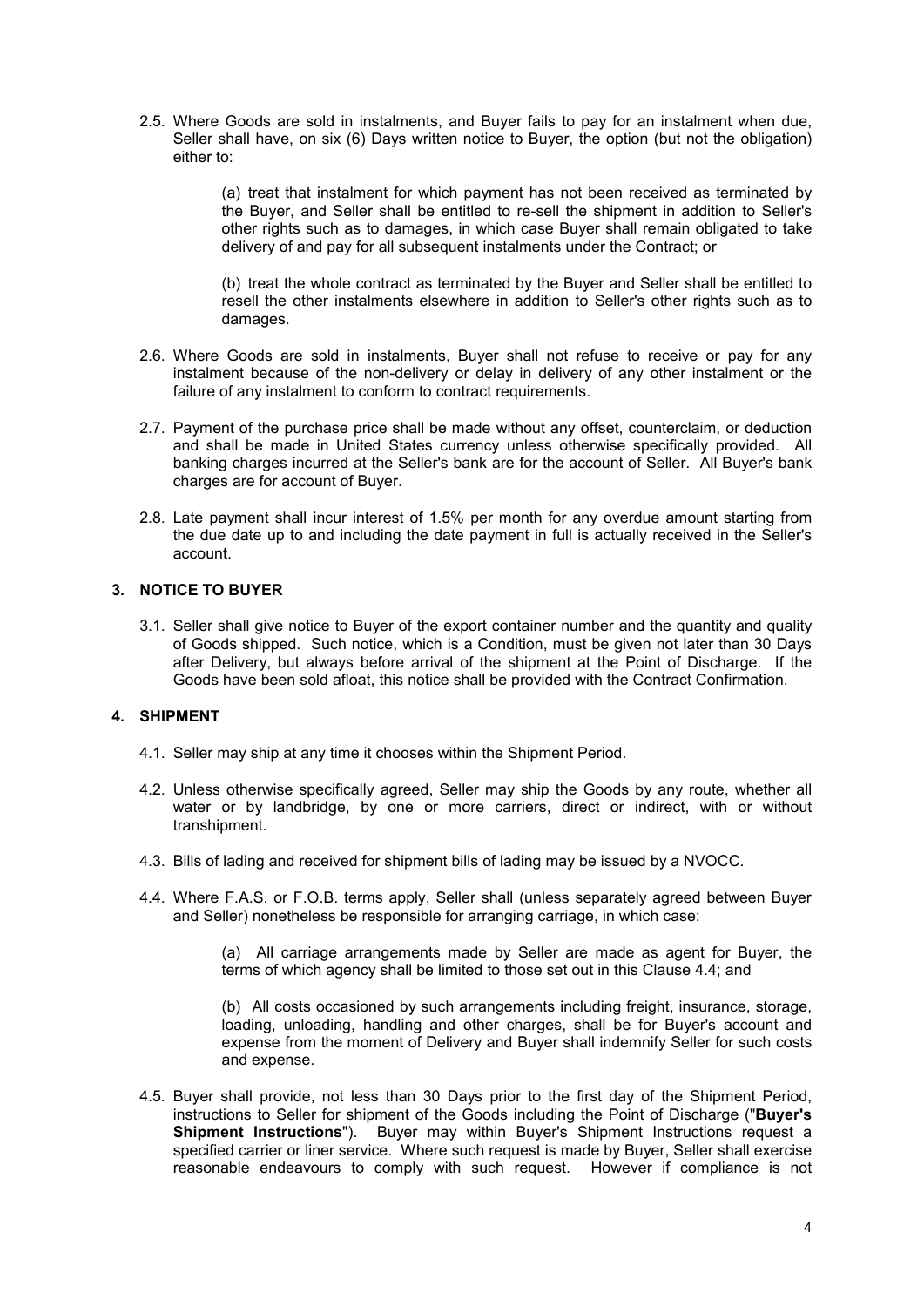2.5. Where Goods are sold in instalments, and Buyer fails to pay for an instalment when due, Seller shall have, on six (6) Days written notice to Buyer, the option (but not the obligation) either to:

> (a) treat that instalment for which payment has not been received as terminated by the Buyer, and Seller shall be entitled to re-sell the shipment in addition to Seller's other rights such as to damages, in which case Buyer shall remain obligated to take delivery of and pay for all subsequent instalments under the Contract; or
>
> (b) treat the whole contract as terminated by the Buyer and Seller shall be entitled to resell the other instalments elsewhere in addition to Seller's other rights such as to damages.

2.6. Where Goods are sold in instalments, Buyer shall not refuse to receive or pay for any instalment because of the non-delivery or delay in delivery of any other instalment or the failure of any instalment to conform to contract requirements.

2.7. Payment of the purchase price shall be made without any offset, counterclaim, or deduction and shall be made in United States currency unless otherwise specifically provided. All banking charges incurred at the Seller's bank are for the account of Seller. All Buyer's bank charges are for account of Buyer.

2.8. Late payment shall incur interest of 1.5% per month for any overdue amount starting from the due date up to and including the date payment in full is actually received in the Seller's account.

## 3. NOTICE TO BUYER

3.1. Seller shall give notice to Buyer of the export container number and the quantity and quality of Goods shipped. Such notice, which is a Condition, must be given not later than 30 Days after Delivery, but always before arrival of the shipment at the Point of Discharge. If the Goods have been sold afloat, this notice shall be provided with the Contract Confirmation.

## 4. SHIPMENT

4.1. Seller may ship at any time it chooses within the Shipment Period.

4.2. Unless otherwise specifically agreed, Seller may ship the Goods by any route, whether all water or by landbridge, by one or more carriers, direct or indirect, with or without transhipment.

4.3. Bills of lading and received for shipment bills of lading may be issued by a NVOCC.

4.4. Where F.A.S. or F.O.B. terms apply, Seller shall (unless separately agreed between Buyer and Seller) nonetheless be responsible for arranging carriage, in which case:

> (a) All carriage arrangements made by Seller are made as agent for Buyer, the terms of which agency shall be limited to those set out in this Clause 4.4; and
>
> (b) All costs occasioned by such arrangements including freight, insurance, storage, loading, unloading, handling and other charges, shall be for Buyer's account and expense from the moment of Delivery and Buyer shall indemnify Seller for such costs and expense.

4.5. Buyer shall provide, not less than 30 Days prior to the first day of the Shipment Period, instructions to Seller for shipment of the Goods including the Point of Discharge ("**Buyer's Shipment Instructions**"). Buyer may within Buyer's Shipment Instructions request a specified carrier or liner service. Where such request is made by Buyer, Seller shall exercise reasonable endeavours to comply with such request. However if compliance is not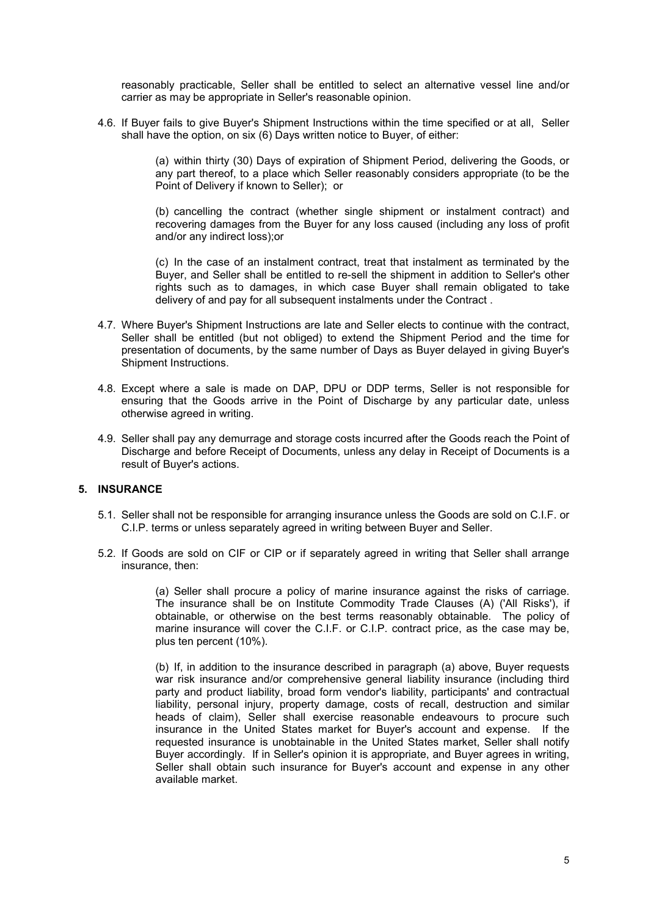reasonably practicable, Seller shall be entitled to select an alternative vessel line and/or carrier as may be appropriate in Seller's reasonable opinion.

4.6. If Buyer fails to give Buyer's Shipment Instructions within the time specified or at all, Seller shall have the option, on six (6) Days written notice to Buyer, of either:

> (a) within thirty (30) Days of expiration of Shipment Period, delivering the Goods, or any part thereof, to a place which Seller reasonably considers appropriate (to be the Point of Delivery if known to Seller); or
>
> (b) cancelling the contract (whether single shipment or instalment contract) and recovering damages from the Buyer for any loss caused (including any loss of profit and/or any indirect loss);or
>
> (c) In the case of an instalment contract, treat that instalment as terminated by the Buyer, and Seller shall be entitled to re-sell the shipment in addition to Seller's other rights such as to damages, in which case Buyer shall remain obligated to take delivery of and pay for all subsequent instalments under the Contract .

4.7. Where Buyer's Shipment Instructions are late and Seller elects to continue with the contract, Seller shall be entitled (but not obliged) to extend the Shipment Period and the time for presentation of documents, by the same number of Days as Buyer delayed in giving Buyer's Shipment Instructions.

4.8. Except where a sale is made on DAP, DPU or DDP terms, Seller is not responsible for ensuring that the Goods arrive in the Point of Discharge by any particular date, unless otherwise agreed in writing.

4.9. Seller shall pay any demurrage and storage costs incurred after the Goods reach the Point of Discharge and before Receipt of Documents, unless any delay in Receipt of Documents is a result of Buyer's actions.

## 5. INSURANCE

5.1. Seller shall not be responsible for arranging insurance unless the Goods are sold on C.I.F. or C.I.P. terms or unless separately agreed in writing between Buyer and Seller.

5.2. If Goods are sold on CIF or CIP or if separately agreed in writing that Seller shall arrange insurance, then:

> (a) Seller shall procure a policy of marine insurance against the risks of carriage. The insurance shall be on Institute Commodity Trade Clauses (A) ('All Risks'), if obtainable, or otherwise on the best terms reasonably obtainable. The policy of marine insurance will cover the C.I.F. or C.I.P. contract price, as the case may be, plus ten percent (10%).
>
> (b) If, in addition to the insurance described in paragraph (a) above, Buyer requests war risk insurance and/or comprehensive general liability insurance (including third party and product liability, broad form vendor's liability, participants' and contractual liability, personal injury, property damage, costs of recall, destruction and similar heads of claim), Seller shall exercise reasonable endeavours to procure such insurance in the United States market for Buyer's account and expense. If the requested insurance is unobtainable in the United States market, Seller shall notify Buyer accordingly. If in Seller's opinion it is appropriate, and Buyer agrees in writing, Seller shall obtain such insurance for Buyer's account and expense in any other available market.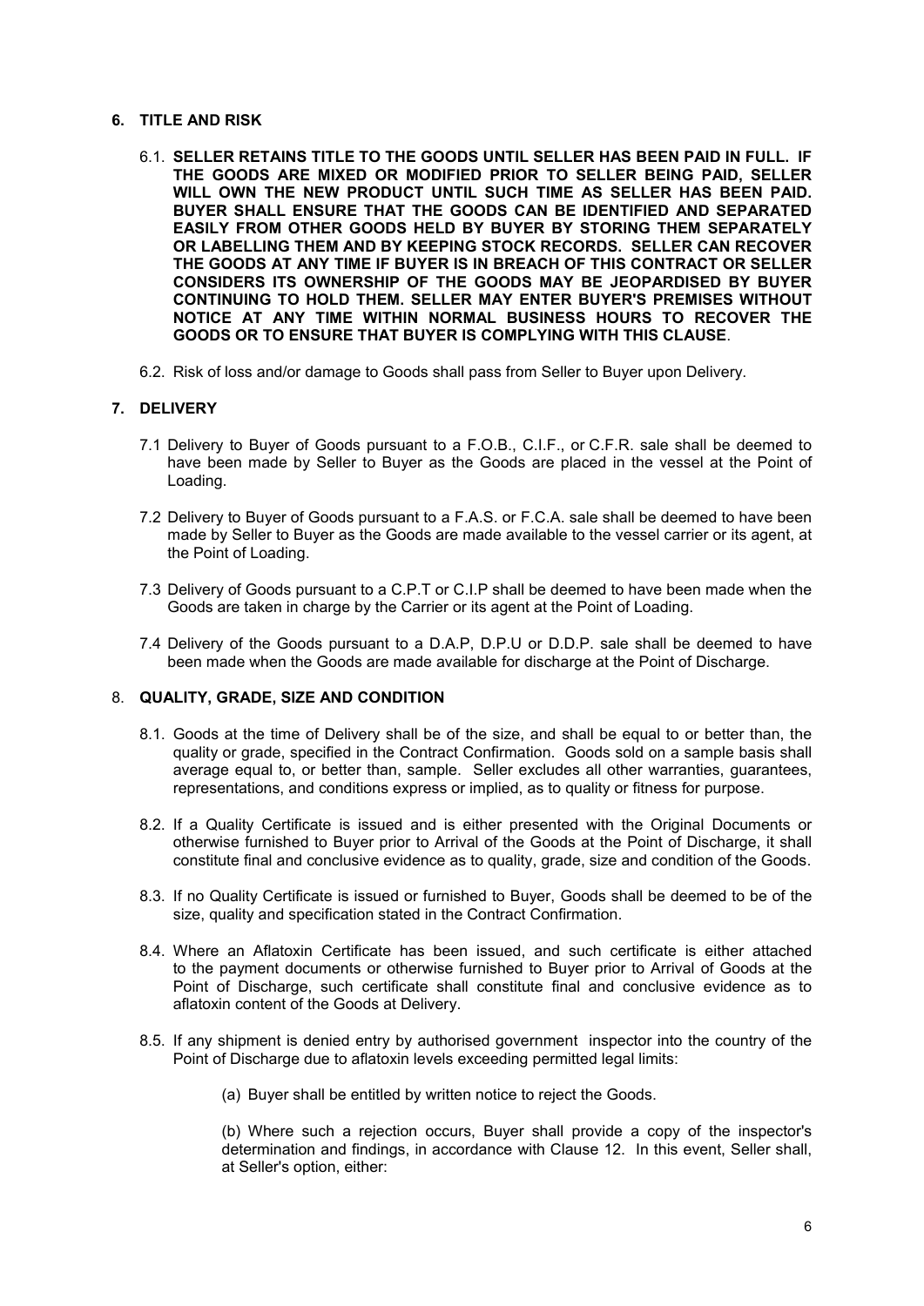## 6. TITLE AND RISK

6.1. **SELLER RETAINS TITLE TO THE GOODS UNTIL SELLER HAS BEEN PAID IN FULL. IF THE GOODS ARE MIXED OR MODIFIED PRIOR TO SELLER BEING PAID, SELLER WILL OWN THE NEW PRODUCT UNTIL SUCH TIME AS SELLER HAS BEEN PAID. BUYER SHALL ENSURE THAT THE GOODS CAN BE IDENTIFIED AND SEPARATED EASILY FROM OTHER GOODS HELD BY BUYER BY STORING THEM SEPARATELY OR LABELLING THEM AND BY KEEPING STOCK RECORDS. SELLER CAN RECOVER THE GOODS AT ANY TIME IF BUYER IS IN BREACH OF THIS CONTRACT OR SELLER CONSIDERS ITS OWNERSHIP OF THE GOODS MAY BE JEOPARDISED BY BUYER CONTINUING TO HOLD THEM. SELLER MAY ENTER BUYER'S PREMISES WITHOUT NOTICE AT ANY TIME WITHIN NORMAL BUSINESS HOURS TO RECOVER THE GOODS OR TO ENSURE THAT BUYER IS COMPLYING WITH THIS CLAUSE**.

6.2. Risk of loss and/or damage to Goods shall pass from Seller to Buyer upon Delivery.

## 7. DELIVERY

7.1 Delivery to Buyer of Goods pursuant to a F.O.B., C.I.F., or C.F.R. sale shall be deemed to have been made by Seller to Buyer as the Goods are placed in the vessel at the Point of Loading.

7.2 Delivery to Buyer of Goods pursuant to a F.A.S. or F.C.A. sale shall be deemed to have been made by Seller to Buyer as the Goods are made available to the vessel carrier or its agent, at the Point of Loading.

7.3 Delivery of Goods pursuant to a C.P.T or C.I.P shall be deemed to have been made when the Goods are taken in charge by the Carrier or its agent at the Point of Loading.

7.4 Delivery of the Goods pursuant to a D.A.P, D.P.U or D.D.P. sale shall be deemed to have been made when the Goods are made available for discharge at the Point of Discharge.

## 8. QUALITY, GRADE, SIZE AND CONDITION

8.1. Goods at the time of Delivery shall be of the size, and shall be equal to or better than, the quality or grade, specified in the Contract Confirmation. Goods sold on a sample basis shall average equal to, or better than, sample. Seller excludes all other warranties, guarantees, representations, and conditions express or implied, as to quality or fitness for purpose.

8.2. If a Quality Certificate is issued and is either presented with the Original Documents or otherwise furnished to Buyer prior to Arrival of the Goods at the Point of Discharge, it shall constitute final and conclusive evidence as to quality, grade, size and condition of the Goods.

8.3. If no Quality Certificate is issued or furnished to Buyer, Goods shall be deemed to be of the size, quality and specification stated in the Contract Confirmation.

8.4. Where an Aflatoxin Certificate has been issued, and such certificate is either attached to the payment documents or otherwise furnished to Buyer prior to Arrival of Goods at the Point of Discharge, such certificate shall constitute final and conclusive evidence as to aflatoxin content of the Goods at Delivery.

8.5. If any shipment is denied entry by authorised government inspector into the country of the Point of Discharge due to aflatoxin levels exceeding permitted legal limits:

(a) Buyer shall be entitled by written notice to reject the Goods.

(b) Where such a rejection occurs, Buyer shall provide a copy of the inspector's determination and findings, in accordance with Clause 12. In this event, Seller shall, at Seller's option, either: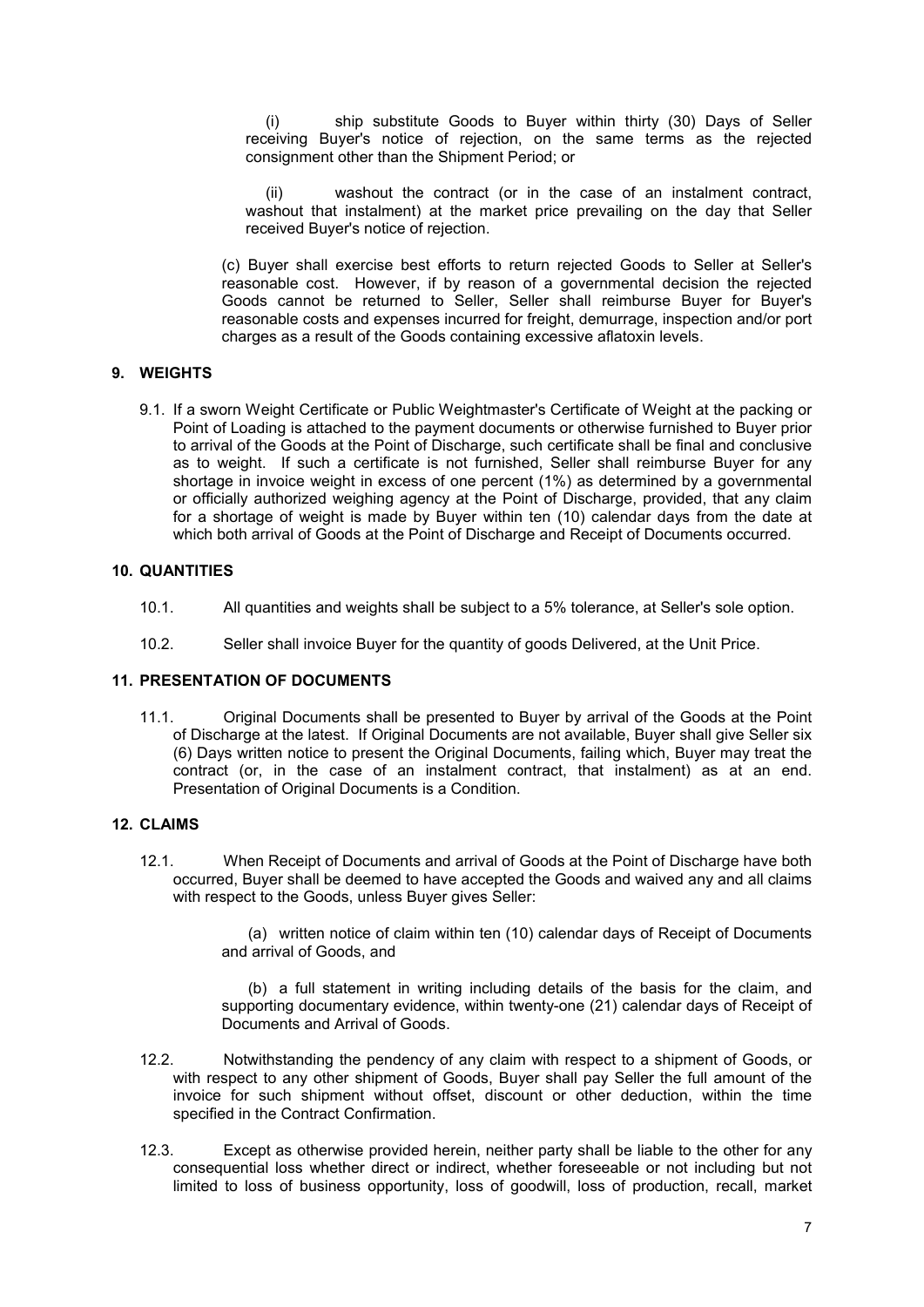(i) ship substitute Goods to Buyer within thirty (30) Days of Seller receiving Buyer's notice of rejection, on the same terms as the rejected consignment other than the Shipment Period; or

(ii) washout the contract (or in the case of an instalment contract, washout that instalment) at the market price prevailing on the day that Seller received Buyer's notice of rejection.

(c) Buyer shall exercise best efforts to return rejected Goods to Seller at Seller's reasonable cost. However, if by reason of a governmental decision the rejected Goods cannot be returned to Seller, Seller shall reimburse Buyer for Buyer's reasonable costs and expenses incurred for freight, demurrage, inspection and/or port charges as a result of the Goods containing excessive aflatoxin levels.

## 9. WEIGHTS

9.1. If a sworn Weight Certificate or Public Weightmaster's Certificate of Weight at the packing or Point of Loading is attached to the payment documents or otherwise furnished to Buyer prior to arrival of the Goods at the Point of Discharge, such certificate shall be final and conclusive as to weight. If such a certificate is not furnished, Seller shall reimburse Buyer for any shortage in invoice weight in excess of one percent (1%) as determined by a governmental or officially authorized weighing agency at the Point of Discharge, provided, that any claim for a shortage of weight is made by Buyer within ten (10) calendar days from the date at which both arrival of Goods at the Point of Discharge and Receipt of Documents occurred.

## 10. QUANTITIES

10.1. All quantities and weights shall be subject to a 5% tolerance, at Seller's sole option.

10.2. Seller shall invoice Buyer for the quantity of goods Delivered, at the Unit Price.

## 11. PRESENTATION OF DOCUMENTS

11.1. Original Documents shall be presented to Buyer by arrival of the Goods at the Point of Discharge at the latest. If Original Documents are not available, Buyer shall give Seller six (6) Days written notice to present the Original Documents, failing which, Buyer may treat the contract (or, in the case of an instalment contract, that instalment) as at an end. Presentation of Original Documents is a Condition.

## 12. CLAIMS

12.1. When Receipt of Documents and arrival of Goods at the Point of Discharge have both occurred, Buyer shall be deemed to have accepted the Goods and waived any and all claims with respect to the Goods, unless Buyer gives Seller:

(a) written notice of claim within ten (10) calendar days of Receipt of Documents and arrival of Goods, and

(b) a full statement in writing including details of the basis for the claim, and supporting documentary evidence, within twenty-one (21) calendar days of Receipt of Documents and Arrival of Goods.

12.2. Notwithstanding the pendency of any claim with respect to a shipment of Goods, or with respect to any other shipment of Goods, Buyer shall pay Seller the full amount of the invoice for such shipment without offset, discount or other deduction, within the time specified in the Contract Confirmation.

12.3. Except as otherwise provided herein, neither party shall be liable to the other for any consequential loss whether direct or indirect, whether foreseeable or not including but not limited to loss of business opportunity, loss of goodwill, loss of production, recall, market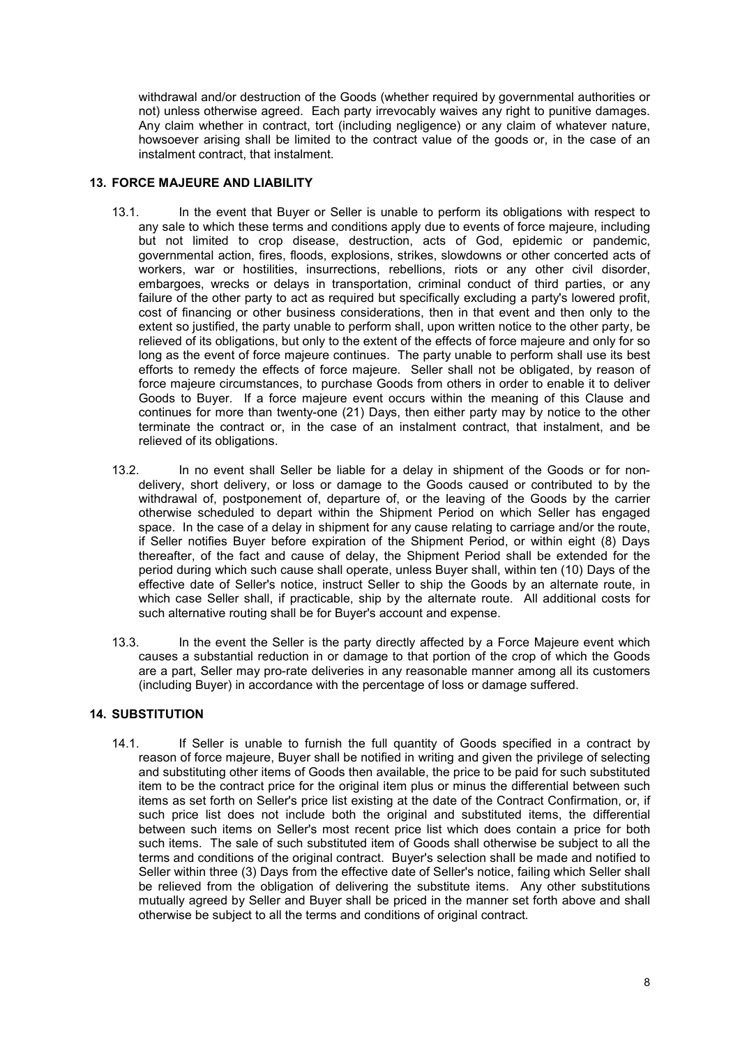withdrawal and/or destruction of the Goods (whether required by governmental authorities or not) unless otherwise agreed. Each party irrevocably waives any right to punitive damages. Any claim whether in contract, tort (including negligence) or any claim of whatever nature, howsoever arising shall be limited to the contract value of the goods or, in the case of an instalment contract, that instalment.

## 13. FORCE MAJEURE AND LIABILITY

13.1. In the event that Buyer or Seller is unable to perform its obligations with respect to any sale to which these terms and conditions apply due to events of force majeure, including but not limited to crop disease, destruction, acts of God, epidemic or pandemic, governmental action, fires, floods, explosions, strikes, slowdowns or other concerted acts of workers, war or hostilities, insurrections, rebellions, riots or any other civil disorder, embargoes, wrecks or delays in transportation, criminal conduct of third parties, or any failure of the other party to act as required but specifically excluding a party's lowered profit, cost of financing or other business considerations, then in that event and then only to the extent so justified, the party unable to perform shall, upon written notice to the other party, be relieved of its obligations, but only to the extent of the effects of force majeure and only for so long as the event of force majeure continues. The party unable to perform shall use its best efforts to remedy the effects of force majeure. Seller shall not be obligated, by reason of force majeure circumstances, to purchase Goods from others in order to enable it to deliver Goods to Buyer. If a force majeure event occurs within the meaning of this Clause and continues for more than twenty-one (21) Days, then either party may by notice to the other terminate the contract or, in the case of an instalment contract, that instalment, and be relieved of its obligations.

13.2. In no event shall Seller be liable for a delay in shipment of the Goods or for non-delivery, short delivery, or loss or damage to the Goods caused or contributed to by the withdrawal of, postponement of, departure of, or the leaving of the Goods by the carrier otherwise scheduled to depart within the Shipment Period on which Seller has engaged space. In the case of a delay in shipment for any cause relating to carriage and/or the route, if Seller notifies Buyer before expiration of the Shipment Period, or within eight (8) Days thereafter, of the fact and cause of delay, the Shipment Period shall be extended for the period during which such cause shall operate, unless Buyer shall, within ten (10) Days of the effective date of Seller's notice, instruct Seller to ship the Goods by an alternate route, in which case Seller shall, if practicable, ship by the alternate route. All additional costs for such alternative routing shall be for Buyer's account and expense.

13.3. In the event the Seller is the party directly affected by a Force Majeure event which causes a substantial reduction in or damage to that portion of the crop of which the Goods are a part, Seller may pro-rate deliveries in any reasonable manner among all its customers (including Buyer) in accordance with the percentage of loss or damage suffered.

## 14. SUBSTITUTION

14.1. If Seller is unable to furnish the full quantity of Goods specified in a contract by reason of force majeure, Buyer shall be notified in writing and given the privilege of selecting and substituting other items of Goods then available, the price to be paid for such substituted item to be the contract price for the original item plus or minus the differential between such items as set forth on Seller's price list existing at the date of the Contract Confirmation, or, if such price list does not include both the original and substituted items, the differential between such items on Seller's most recent price list which does contain a price for both such items. The sale of such substituted item of Goods shall otherwise be subject to all the terms and conditions of the original contract. Buyer's selection shall be made and notified to Seller within three (3) Days from the effective date of Seller's notice, failing which Seller shall be relieved from the obligation of delivering the substitute items. Any other substitutions mutually agreed by Seller and Buyer shall be priced in the manner set forth above and shall otherwise be subject to all the terms and conditions of original contract.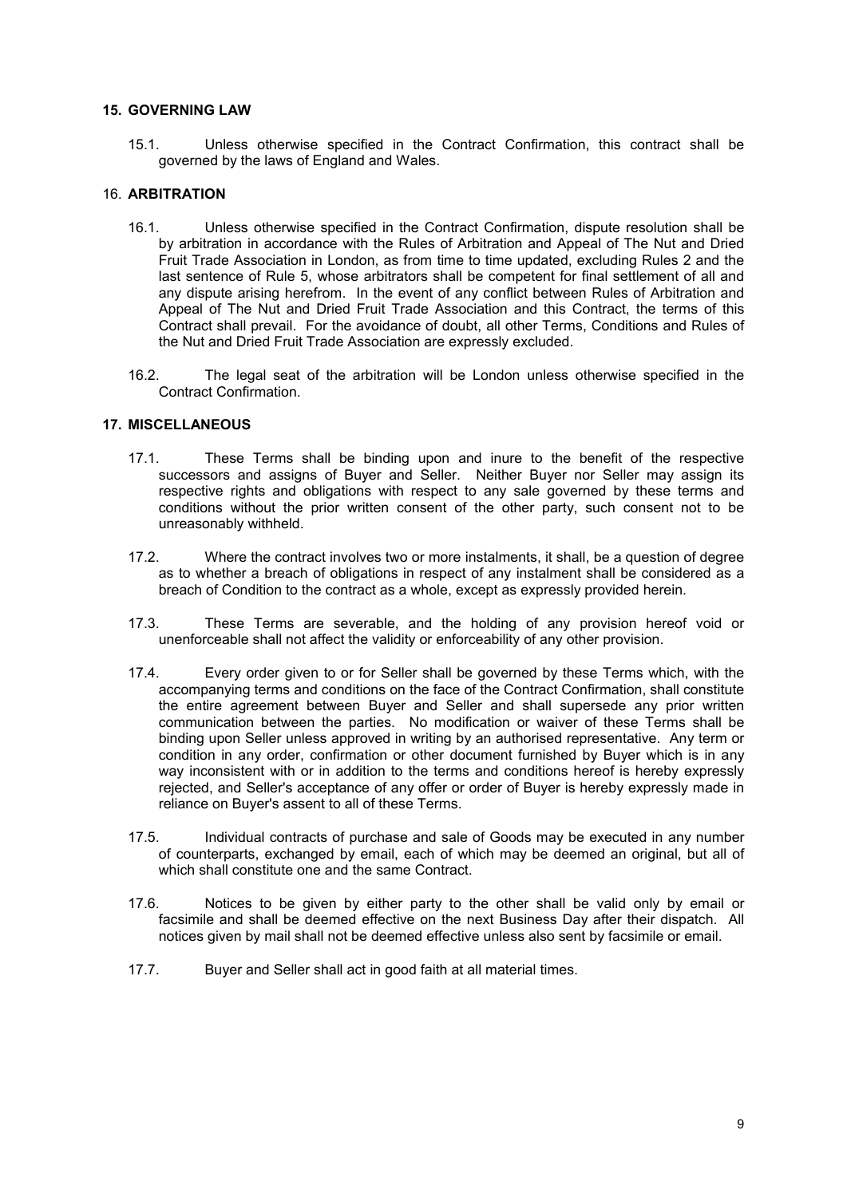## 15. GOVERNING LAW

15.1. Unless otherwise specified in the Contract Confirmation, this contract shall be governed by the laws of England and Wales.

## 16. ARBITRATION

16.1. Unless otherwise specified in the Contract Confirmation, dispute resolution shall be by arbitration in accordance with the Rules of Arbitration and Appeal of The Nut and Dried Fruit Trade Association in London, as from time to time updated, excluding Rules 2 and the last sentence of Rule 5, whose arbitrators shall be competent for final settlement of all and any dispute arising herefrom. In the event of any conflict between Rules of Arbitration and Appeal of The Nut and Dried Fruit Trade Association and this Contract, the terms of this Contract shall prevail. For the avoidance of doubt, all other Terms, Conditions and Rules of the Nut and Dried Fruit Trade Association are expressly excluded.

16.2. The legal seat of the arbitration will be London unless otherwise specified in the Contract Confirmation.

## 17. MISCELLANEOUS

17.1. These Terms shall be binding upon and inure to the benefit of the respective successors and assigns of Buyer and Seller. Neither Buyer nor Seller may assign its respective rights and obligations with respect to any sale governed by these terms and conditions without the prior written consent of the other party, such consent not to be unreasonably withheld.

17.2. Where the contract involves two or more instalments, it shall, be a question of degree as to whether a breach of obligations in respect of any instalment shall be considered as a breach of Condition to the contract as a whole, except as expressly provided herein.

17.3. These Terms are severable, and the holding of any provision hereof void or unenforceable shall not affect the validity or enforceability of any other provision.

17.4. Every order given to or for Seller shall be governed by these Terms which, with the accompanying terms and conditions on the face of the Contract Confirmation, shall constitute the entire agreement between Buyer and Seller and shall supersede any prior written communication between the parties. No modification or waiver of these Terms shall be binding upon Seller unless approved in writing by an authorised representative. Any term or condition in any order, confirmation or other document furnished by Buyer which is in any way inconsistent with or in addition to the terms and conditions hereof is hereby expressly rejected, and Seller's acceptance of any offer or order of Buyer is hereby expressly made in reliance on Buyer's assent to all of these Terms.

17.5. Individual contracts of purchase and sale of Goods may be executed in any number of counterparts, exchanged by email, each of which may be deemed an original, but all of which shall constitute one and the same Contract.

17.6. Notices to be given by either party to the other shall be valid only by email or facsimile and shall be deemed effective on the next Business Day after their dispatch. All notices given by mail shall not be deemed effective unless also sent by facsimile or email.

17.7. Buyer and Seller shall act in good faith at all material times.